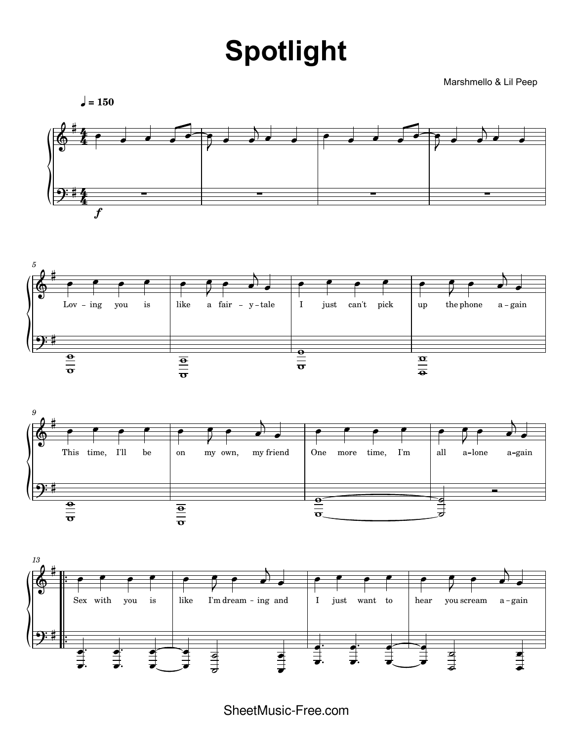# Spotlight

Marshmello & Lil Peep

♩ = 150

*f*

Lov - ing you is like a fair - y - tale
I just can't pick up the phone a - gain
This time, I'll be on my own, my friend
One more time, I'm all a - lone a - gain

Sex with you is like I'm dream - ing and
I just want to hear you scream a - gain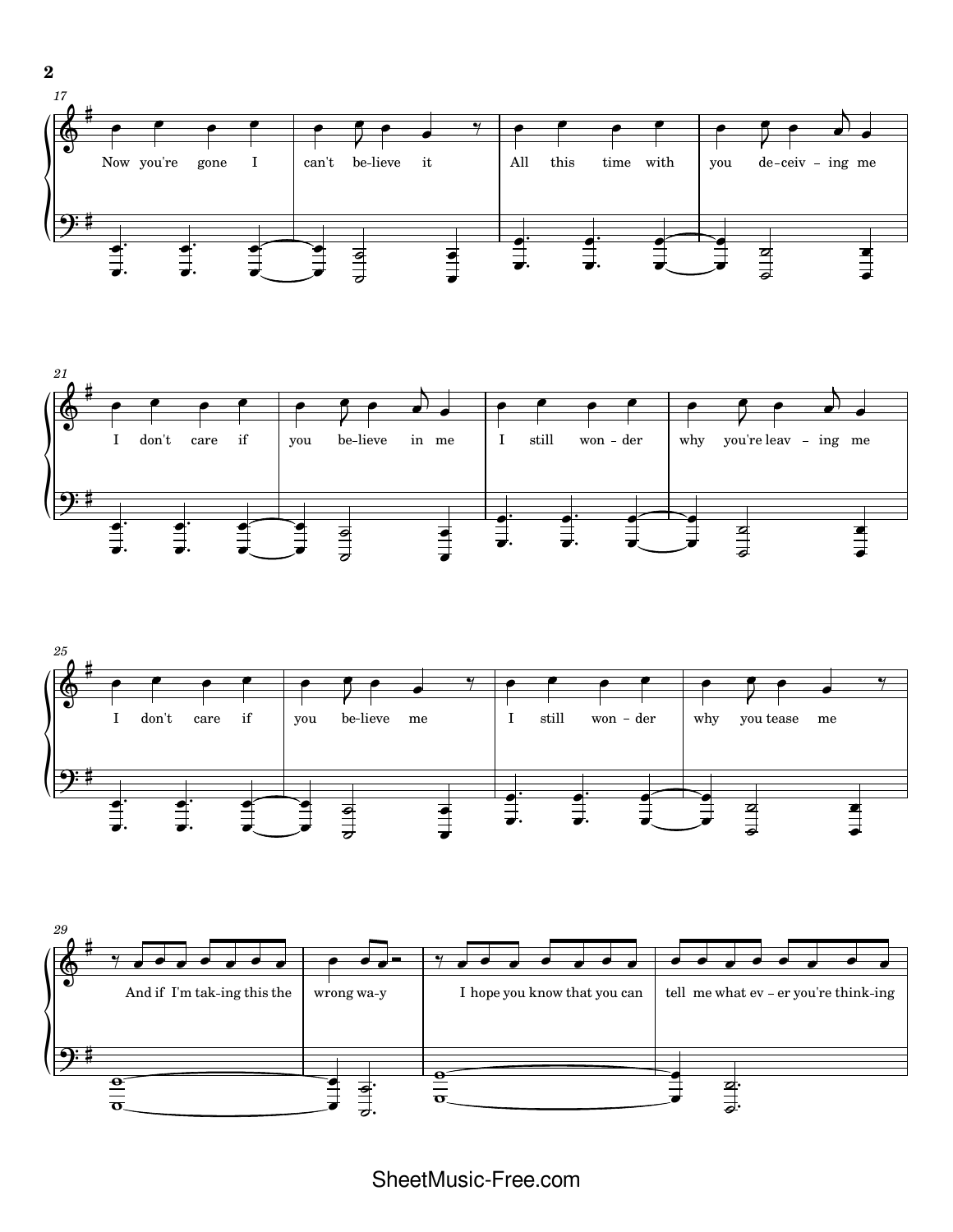17

Now you're gone I can't be-lieve it All this time with you de-ceiv - ing me

21

I don't care if you be-lieve in me I still won - der why you're leav - ing me

25

I don't care if you be-lieve me I still won - der why you tease me

29

And if I'm tak-ing this the wrong wa-y I hope you know that you can tell me what ev - er you're think-ing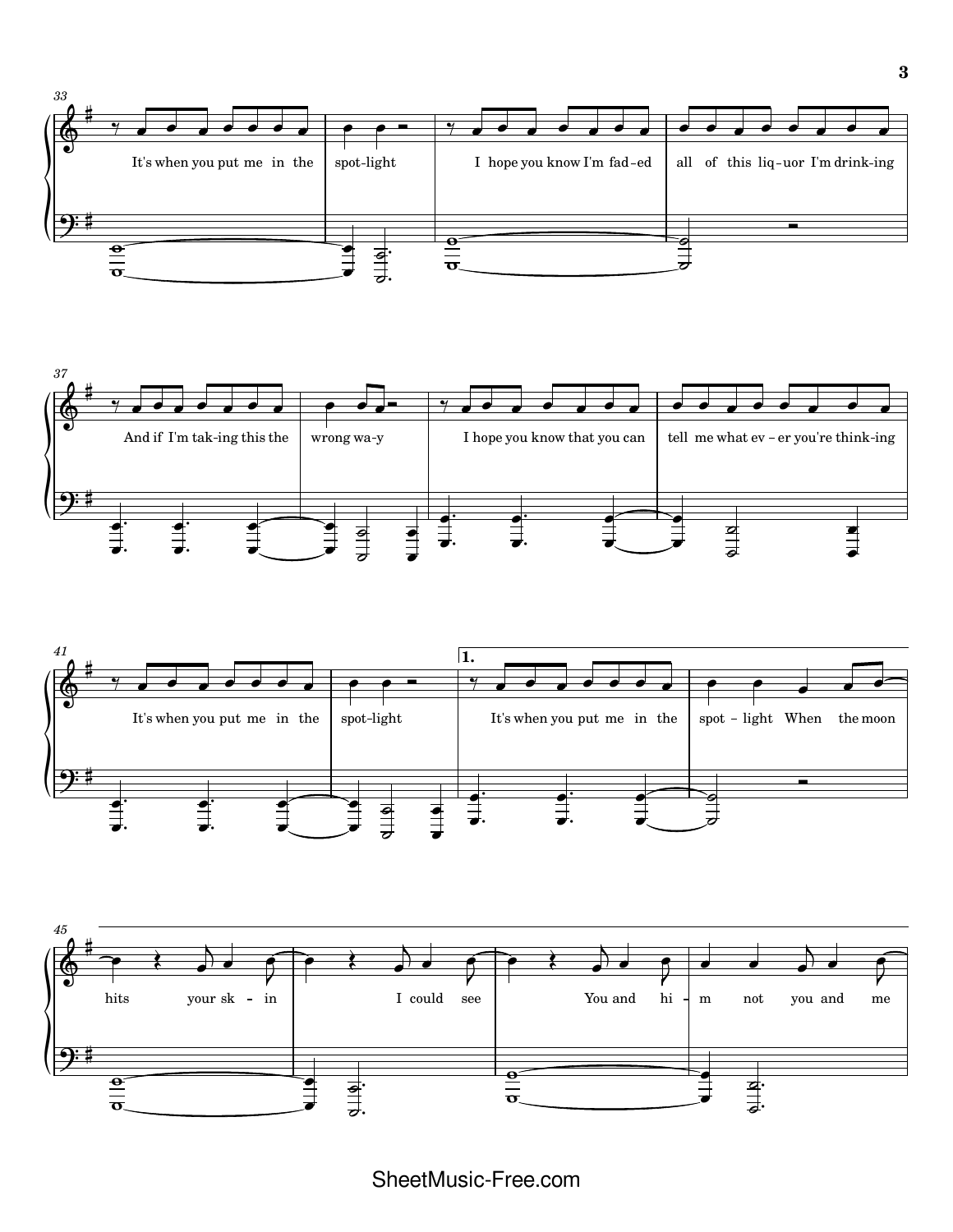It's when you put me in the spot-light

I hope you know I'm fad-ed all of this liq-uor I'm drink-ing

And if I'm tak-ing this the wrong wa-y

I hope you know that you can tell me what ev-er you're think-ing

It's when you put me in the spot-light

**1.** It's when you put me in the spot-light When the moon

hits your sk-in I could see You and hi-m not you and me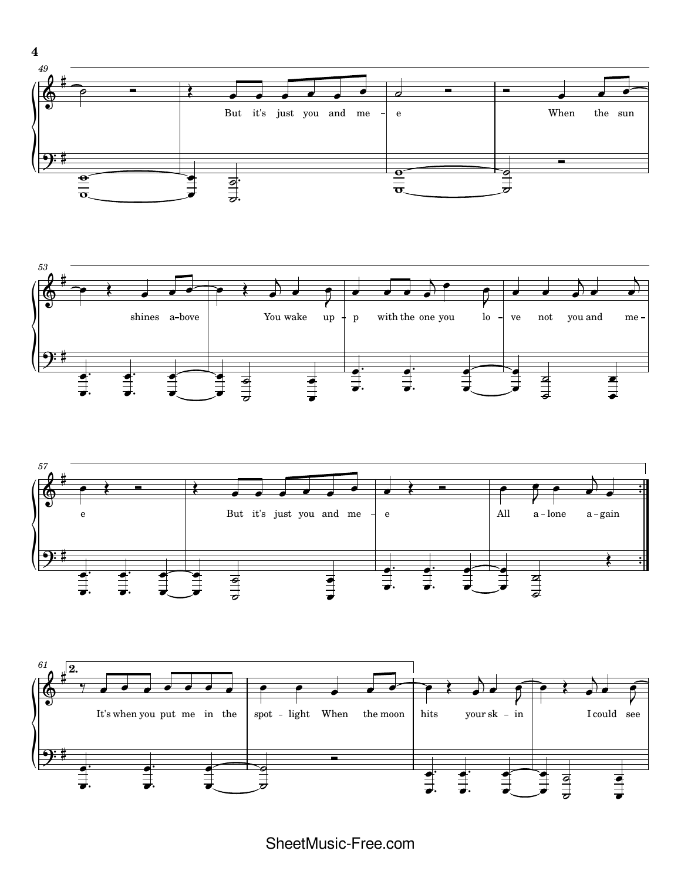49

But it's just you and me - e When the sun

53

shines a-bove You wake up - p with the one you lo - ve not you and me -

57

e But it's just you and me - e All a-lone a-gain

61

**2.**

It's when you put me in the spot - light When the moon hits your sk - in I could see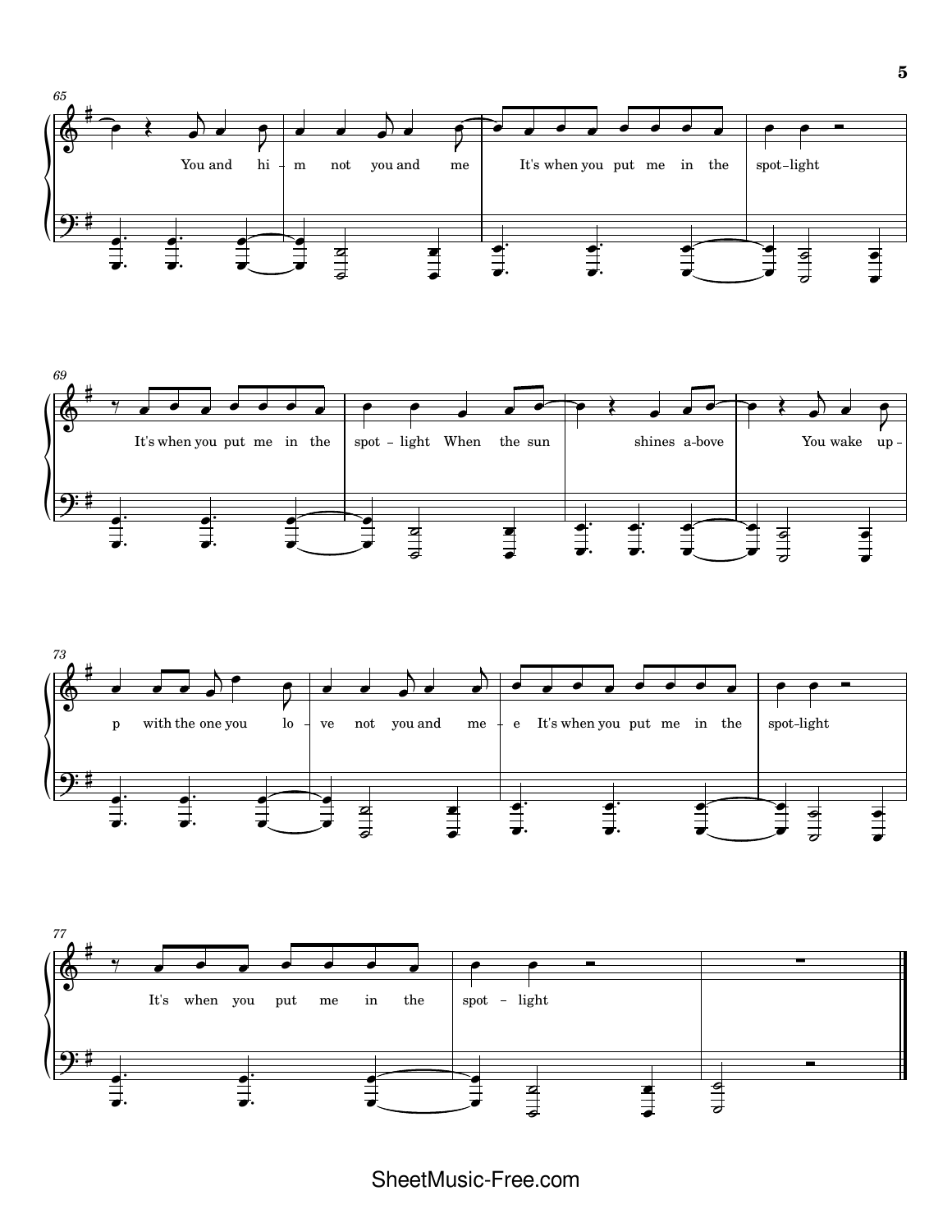You and hi - m not you and me It's when you put me in the spot - light

It's when you put me in the spot - light When the sun shines a - bove You wake up -

p with the one you lo - ve not you and me - e It's when you put me in the spot - light

It's when you put me in the spot - light